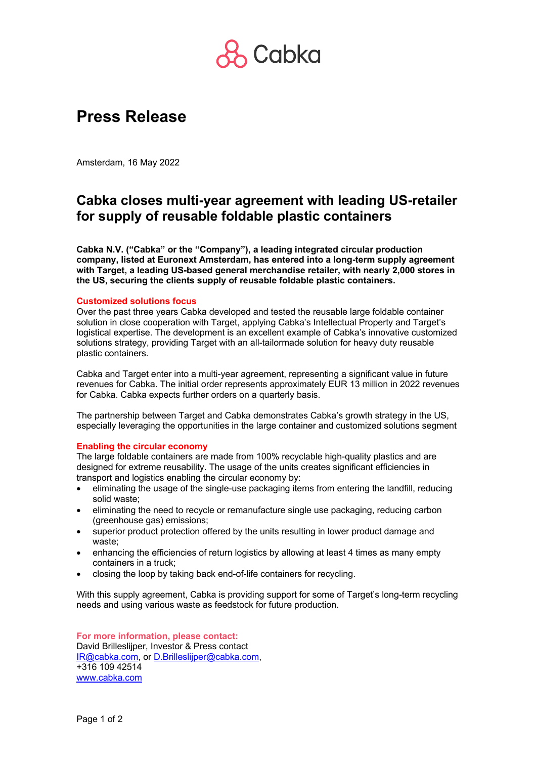Cabka

# Press Release

Amsterdam, 16 May 2022

## Cabka closes multi-year agreement with leading US-retailer for supply of reusable foldable plastic containers

**Cabka N.V. ("Cabka" or the "Company"), a leading integrated circular production company, listed at Euronext Amsterdam, has entered into a long-term supply agreement with Target, a leading US-based general merchandise retailer, with nearly 2,000 stores in the US, securing the clients supply of reusable foldable plastic containers.**

### Customized solutions focus

Over the past three years Cabka developed and tested the reusable large foldable container solution in close cooperation with Target, applying Cabka's Intellectual Property and Target's logistical expertise. The development is an excellent example of Cabka's innovative customized solutions strategy, providing Target with an all-tailormade solution for heavy duty reusable plastic containers.

Cabka and Target enter into a multi-year agreement, representing a significant value in future revenues for Cabka. The initial order represents approximately EUR 13 million in 2022 revenues for Cabka. Cabka expects further orders on a quarterly basis.

The partnership between Target and Cabka demonstrates Cabka's growth strategy in the US, especially leveraging the opportunities in the large container and customized solutions segment

### Enabling the circular economy

The large foldable containers are made from 100% recyclable high-quality plastics and are designed for extreme reusability. The usage of the units creates significant efficiencies in transport and logistics enabling the circular economy by:

- eliminating the usage of the single-use packaging items from entering the landfill, reducing solid waste;
- eliminating the need to recycle or remanufacture single use packaging, reducing carbon (greenhouse gas) emissions;
- superior product protection offered by the units resulting in lower product damage and waste;
- enhancing the efficiencies of return logistics by allowing at least 4 times as many empty containers in a truck;
- closing the loop by taking back end-of-life containers for recycling.

With this supply agreement, Cabka is providing support for some of Target's long-term recycling needs and using various waste as feedstock for future production.

**For more information, please contact:**
David Brilleslijper, Investor & Press contact
IR@cabka.com, or D.Brilleslijper@cabka.com,
+316 109 42514
www.cabka.com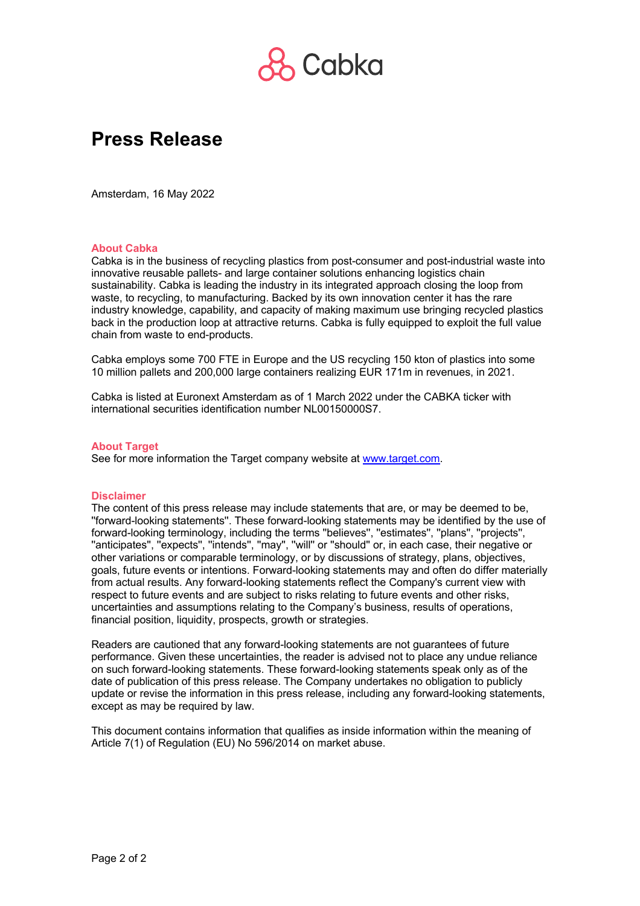Cabka

# Press Release

Amsterdam, 16 May 2022

### About Cabka

Cabka is in the business of recycling plastics from post-consumer and post-industrial waste into innovative reusable pallets- and large container solutions enhancing logistics chain sustainability. Cabka is leading the industry in its integrated approach closing the loop from waste, to recycling, to manufacturing. Backed by its own innovation center it has the rare industry knowledge, capability, and capacity of making maximum use bringing recycled plastics back in the production loop at attractive returns. Cabka is fully equipped to exploit the full value chain from waste to end-products.

Cabka employs some 700 FTE in Europe and the US recycling 150 kton of plastics into some 10 million pallets and 200,000 large containers realizing EUR 171m in revenues, in 2021.

Cabka is listed at Euronext Amsterdam as of 1 March 2022 under the CABKA ticker with international securities identification number NL00150000S7.

### About Target

See for more information the Target company website at [www.target.com](http://www.target.com).

### Disclaimer

The content of this press release may include statements that are, or may be deemed to be, "forward-looking statements". These forward-looking statements may be identified by the use of forward-looking terminology, including the terms "believes", "estimates", "plans", "projects", "anticipates", "expects", "intends", "may", "will" or "should" or, in each case, their negative or other variations or comparable terminology, or by discussions of strategy, plans, objectives, goals, future events or intentions. Forward-looking statements may and often do differ materially from actual results. Any forward-looking statements reflect the Company's current view with respect to future events and are subject to risks relating to future events and other risks, uncertainties and assumptions relating to the Company's business, results of operations, financial position, liquidity, prospects, growth or strategies.

Readers are cautioned that any forward-looking statements are not guarantees of future performance. Given these uncertainties, the reader is advised not to place any undue reliance on such forward-looking statements. These forward-looking statements speak only as of the date of publication of this press release. The Company undertakes no obligation to publicly update or revise the information in this press release, including any forward-looking statements, except as may be required by law.

This document contains information that qualifies as inside information within the meaning of Article 7(1) of Regulation (EU) No 596/2014 on market abuse.